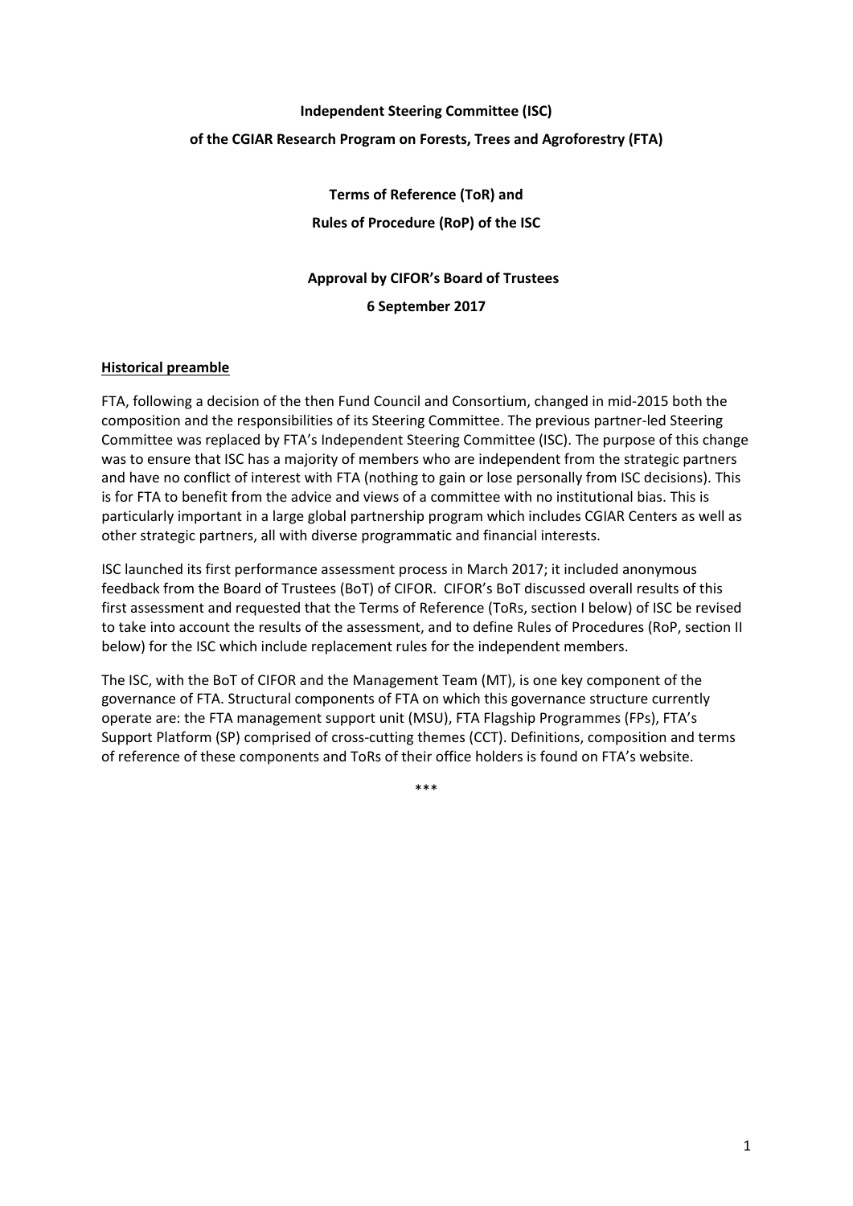**Independent Steering Committee (ISC)**

**of the CGIAR Research Program on Forests, Trees and Agroforestry (FTA)**

**Terms of Reference (ToR) and**

**Rules of Procedure (RoP) of the ISC**

**Approval by CIFOR's Board of Trustees**

**6 September 2017**

## Historical preamble

FTA, following a decision of the then Fund Council and Consortium, changed in mid-2015 both the composition and the responsibilities of its Steering Committee. The previous partner-led Steering Committee was replaced by FTA's Independent Steering Committee (ISC). The purpose of this change was to ensure that ISC has a majority of members who are independent from the strategic partners and have no conflict of interest with FTA (nothing to gain or lose personally from ISC decisions). This is for FTA to benefit from the advice and views of a committee with no institutional bias. This is particularly important in a large global partnership program which includes CGIAR Centers as well as other strategic partners, all with diverse programmatic and financial interests.

ISC launched its first performance assessment process in March 2017; it included anonymous feedback from the Board of Trustees (BoT) of CIFOR. CIFOR's BoT discussed overall results of this first assessment and requested that the Terms of Reference (ToRs, section I below) of ISC be revised to take into account the results of the assessment, and to define Rules of Procedures (RoP, section II below) for the ISC which include replacement rules for the independent members.

The ISC, with the BoT of CIFOR and the Management Team (MT), is one key component of the governance of FTA. Structural components of FTA on which this governance structure currently operate are: the FTA management support unit (MSU), FTA Flagship Programmes (FPs), FTA's Support Platform (SP) comprised of cross-cutting themes (CCT). Definitions, composition and terms of reference of these components and ToRs of their office holders is found on FTA's website.

***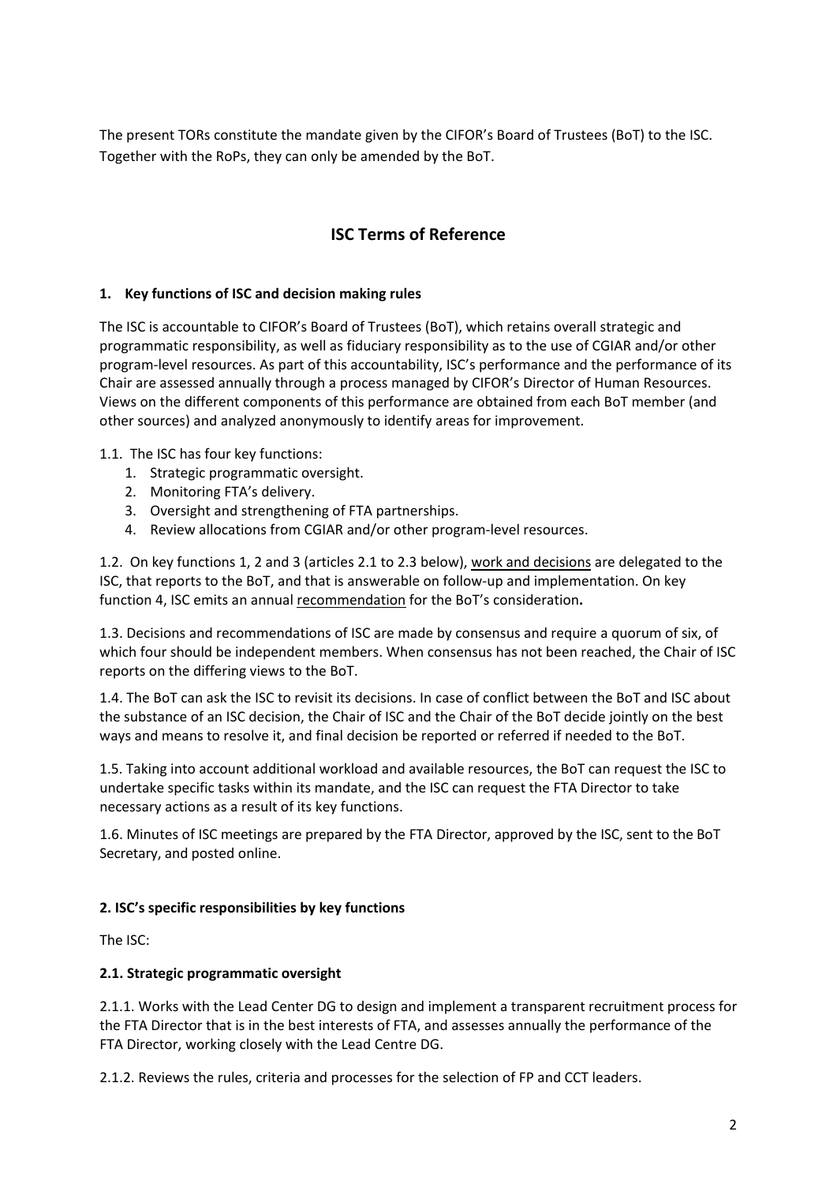The present TORs constitute the mandate given by the CIFOR's Board of Trustees (BoT) to the ISC. Together with the RoPs, they can only be amended by the BoT.

## ISC Terms of Reference

### 1. Key functions of ISC and decision making rules

The ISC is accountable to CIFOR's Board of Trustees (BoT), which retains overall strategic and programmatic responsibility, as well as fiduciary responsibility as to the use of CGIAR and/or other program-level resources. As part of this accountability, ISC's performance and the performance of its Chair are assessed annually through a process managed by CIFOR's Director of Human Resources. Views on the different components of this performance are obtained from each BoT member (and other sources) and analyzed anonymously to identify areas for improvement.

1.1. The ISC has four key functions:

1. Strategic programmatic oversight.
2. Monitoring FTA's delivery.
3. Oversight and strengthening of FTA partnerships.
4. Review allocations from CGIAR and/or other program-level resources.

1.2. On key functions 1, 2 and 3 (articles 2.1 to 2.3 below), <u>work and decisions</u> are delegated to the ISC, that reports to the BoT, and that is answerable on follow-up and implementation. On key function 4, ISC emits an annual <u>recommendation</u> for the BoT's consideration**.**

1.3. Decisions and recommendations of ISC are made by consensus and require a quorum of six, of which four should be independent members. When consensus has not been reached, the Chair of ISC reports on the differing views to the BoT.

1.4. The BoT can ask the ISC to revisit its decisions. In case of conflict between the BoT and ISC about the substance of an ISC decision, the Chair of ISC and the Chair of the BoT decide jointly on the best ways and means to resolve it, and final decision be reported or referred if needed to the BoT.

1.5. Taking into account additional workload and available resources, the BoT can request the ISC to undertake specific tasks within its mandate, and the ISC can request the FTA Director to take necessary actions as a result of its key functions.

1.6. Minutes of ISC meetings are prepared by the FTA Director, approved by the ISC, sent to the BoT Secretary, and posted online.

### 2. ISC's specific responsibilities by key functions

The ISC:

#### 2.1. Strategic programmatic oversight

2.1.1. Works with the Lead Center DG to design and implement a transparent recruitment process for the FTA Director that is in the best interests of FTA, and assesses annually the performance of the FTA Director, working closely with the Lead Centre DG.

2.1.2. Reviews the rules, criteria and processes for the selection of FP and CCT leaders.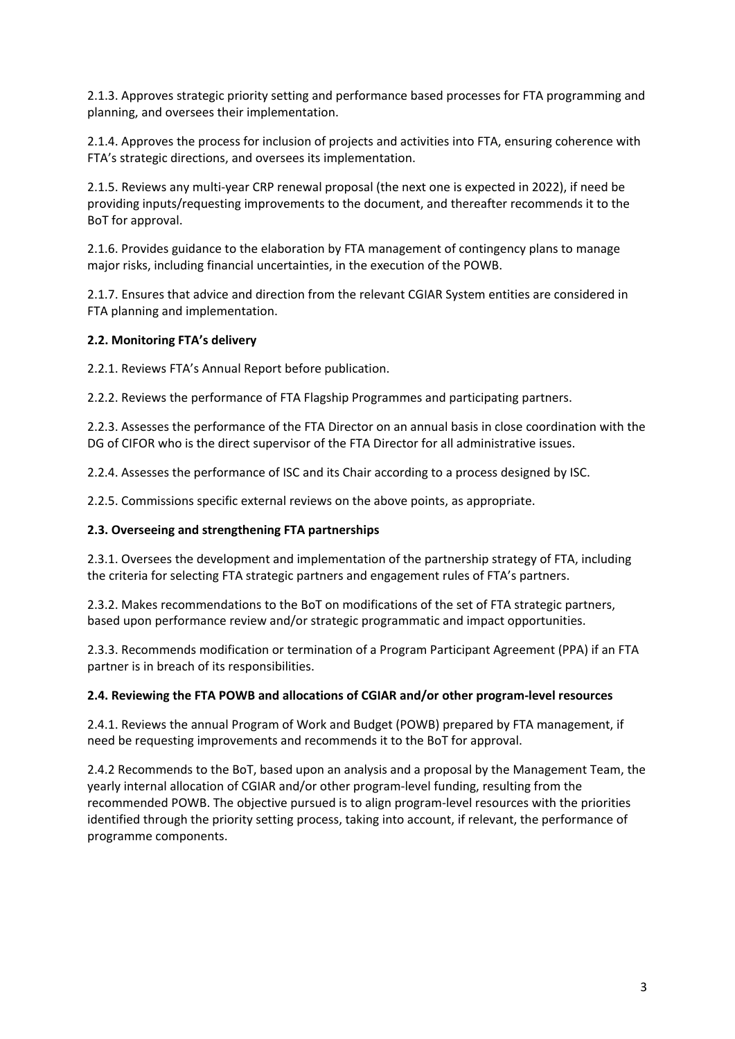2.1.3. Approves strategic priority setting and performance based processes for FTA programming and planning, and oversees their implementation.

2.1.4. Approves the process for inclusion of projects and activities into FTA, ensuring coherence with FTA's strategic directions, and oversees its implementation.

2.1.5. Reviews any multi-year CRP renewal proposal (the next one is expected in 2022), if need be providing inputs/requesting improvements to the document, and thereafter recommends it to the BoT for approval.

2.1.6. Provides guidance to the elaboration by FTA management of contingency plans to manage major risks, including financial uncertainties, in the execution of the POWB.

2.1.7. Ensures that advice and direction from the relevant CGIAR System entities are considered in FTA planning and implementation.

**2.2. Monitoring FTA's delivery**

2.2.1. Reviews FTA's Annual Report before publication.

2.2.2. Reviews the performance of FTA Flagship Programmes and participating partners.

2.2.3. Assesses the performance of the FTA Director on an annual basis in close coordination with the DG of CIFOR who is the direct supervisor of the FTA Director for all administrative issues.

2.2.4. Assesses the performance of ISC and its Chair according to a process designed by ISC.

2.2.5. Commissions specific external reviews on the above points, as appropriate.

**2.3. Overseeing and strengthening FTA partnerships**

2.3.1. Oversees the development and implementation of the partnership strategy of FTA, including the criteria for selecting FTA strategic partners and engagement rules of FTA's partners.

2.3.2. Makes recommendations to the BoT on modifications of the set of FTA strategic partners, based upon performance review and/or strategic programmatic and impact opportunities.

2.3.3. Recommends modification or termination of a Program Participant Agreement (PPA) if an FTA partner is in breach of its responsibilities.

**2.4. Reviewing the FTA POWB and allocations of CGIAR and/or other program-level resources**

2.4.1. Reviews the annual Program of Work and Budget (POWB) prepared by FTA management, if need be requesting improvements and recommends it to the BoT for approval.

2.4.2 Recommends to the BoT, based upon an analysis and a proposal by the Management Team, the yearly internal allocation of CGIAR and/or other program-level funding, resulting from the recommended POWB. The objective pursued is to align program-level resources with the priorities identified through the priority setting process, taking into account, if relevant, the performance of programme components.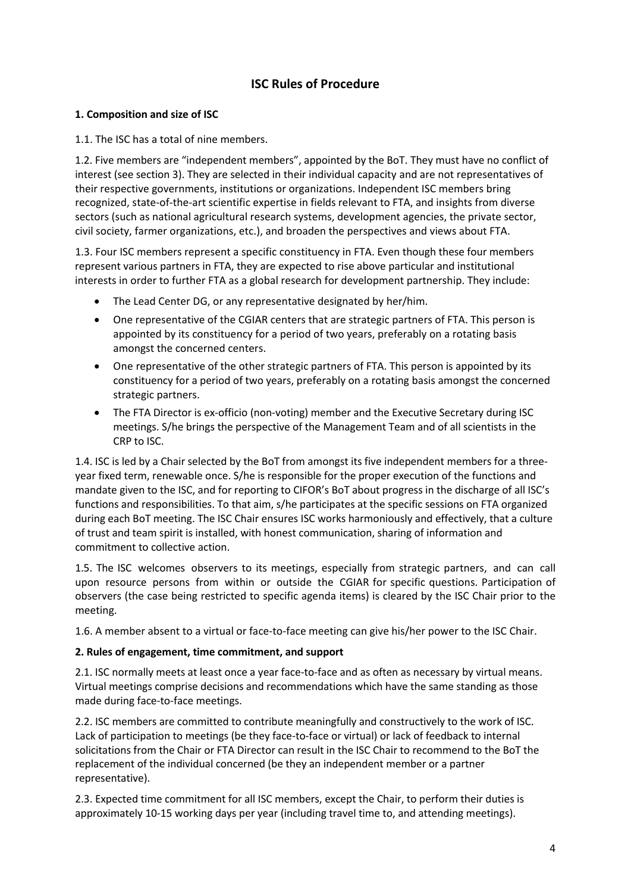## ISC Rules of Procedure

### 1. Composition and size of ISC

1.1. The ISC has a total of nine members.

1.2. Five members are "independent members", appointed by the BoT. They must have no conflict of interest (see section 3). They are selected in their individual capacity and are not representatives of their respective governments, institutions or organizations. Independent ISC members bring recognized, state-of-the-art scientific expertise in fields relevant to FTA, and insights from diverse sectors (such as national agricultural research systems, development agencies, the private sector, civil society, farmer organizations, etc.), and broaden the perspectives and views about FTA.

1.3. Four ISC members represent a specific constituency in FTA. Even though these four members represent various partners in FTA, they are expected to rise above particular and institutional interests in order to further FTA as a global research for development partnership. They include:

- The Lead Center DG, or any representative designated by her/him.
- One representative of the CGIAR centers that are strategic partners of FTA. This person is appointed by its constituency for a period of two years, preferably on a rotating basis amongst the concerned centers.
- One representative of the other strategic partners of FTA. This person is appointed by its constituency for a period of two years, preferably on a rotating basis amongst the concerned strategic partners.
- The FTA Director is ex-officio (non-voting) member and the Executive Secretary during ISC meetings. S/he brings the perspective of the Management Team and of all scientists in the CRP to ISC.

1.4. ISC is led by a Chair selected by the BoT from amongst its five independent members for a three-year fixed term, renewable once. S/he is responsible for the proper execution of the functions and mandate given to the ISC, and for reporting to CIFOR's BoT about progress in the discharge of all ISC's functions and responsibilities. To that aim, s/he participates at the specific sessions on FTA organized during each BoT meeting. The ISC Chair ensures ISC works harmoniously and effectively, that a culture of trust and team spirit is installed, with honest communication, sharing of information and commitment to collective action.

1.5. The ISC welcomes observers to its meetings, especially from strategic partners, and can call upon resource persons from within or outside the CGIAR for specific questions. Participation of observers (the case being restricted to specific agenda items) is cleared by the ISC Chair prior to the meeting.

1.6. A member absent to a virtual or face-to-face meeting can give his/her power to the ISC Chair.

### 2. Rules of engagement, time commitment, and support

2.1. ISC normally meets at least once a year face-to-face and as often as necessary by virtual means. Virtual meetings comprise decisions and recommendations which have the same standing as those made during face-to-face meetings.

2.2. ISC members are committed to contribute meaningfully and constructively to the work of ISC. Lack of participation to meetings (be they face-to-face or virtual) or lack of feedback to internal solicitations from the Chair or FTA Director can result in the ISC Chair to recommend to the BoT the replacement of the individual concerned (be they an independent member or a partner representative).

2.3. Expected time commitment for all ISC members, except the Chair, to perform their duties is approximately 10-15 working days per year (including travel time to, and attending meetings).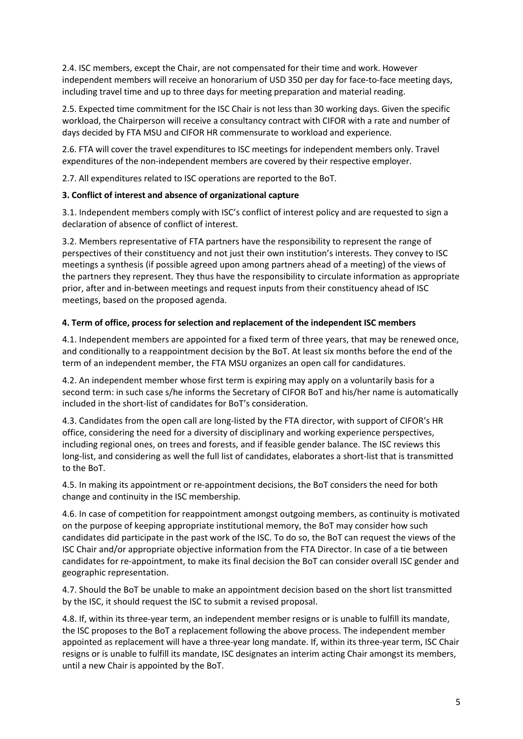2.4. ISC members, except the Chair, are not compensated for their time and work. However independent members will receive an honorarium of USD 350 per day for face-to-face meeting days, including travel time and up to three days for meeting preparation and material reading.

2.5. Expected time commitment for the ISC Chair is not less than 30 working days. Given the specific workload, the Chairperson will receive a consultancy contract with CIFOR with a rate and number of days decided by FTA MSU and CIFOR HR commensurate to workload and experience.

2.6. FTA will cover the travel expenditures to ISC meetings for independent members only. Travel expenditures of the non-independent members are covered by their respective employer.

2.7. All expenditures related to ISC operations are reported to the BoT.

**3. Conflict of interest and absence of organizational capture**

3.1. Independent members comply with ISC's conflict of interest policy and are requested to sign a declaration of absence of conflict of interest.

3.2. Members representative of FTA partners have the responsibility to represent the range of perspectives of their constituency and not just their own institution's interests. They convey to ISC meetings a synthesis (if possible agreed upon among partners ahead of a meeting) of the views of the partners they represent. They thus have the responsibility to circulate information as appropriate prior, after and in-between meetings and request inputs from their constituency ahead of ISC meetings, based on the proposed agenda.

**4. Term of office, process for selection and replacement of the independent ISC members**

4.1. Independent members are appointed for a fixed term of three years, that may be renewed once, and conditionally to a reappointment decision by the BoT. At least six months before the end of the term of an independent member, the FTA MSU organizes an open call for candidatures.

4.2. An independent member whose first term is expiring may apply on a voluntarily basis for a second term: in such case s/he informs the Secretary of CIFOR BoT and his/her name is automatically included in the short-list of candidates for BoT's consideration.

4.3. Candidates from the open call are long-listed by the FTA director, with support of CIFOR's HR office, considering the need for a diversity of disciplinary and working experience perspectives, including regional ones, on trees and forests, and if feasible gender balance. The ISC reviews this long-list, and considering as well the full list of candidates, elaborates a short-list that is transmitted to the BoT.

4.5. In making its appointment or re-appointment decisions, the BoT considers the need for both change and continuity in the ISC membership.

4.6. In case of competition for reappointment amongst outgoing members, as continuity is motivated on the purpose of keeping appropriate institutional memory, the BoT may consider how such candidates did participate in the past work of the ISC. To do so, the BoT can request the views of the ISC Chair and/or appropriate objective information from the FTA Director. In case of a tie between candidates for re-appointment, to make its final decision the BoT can consider overall ISC gender and geographic representation.

4.7. Should the BoT be unable to make an appointment decision based on the short list transmitted by the ISC, it should request the ISC to submit a revised proposal.

4.8. If, within its three-year term, an independent member resigns or is unable to fulfill its mandate, the ISC proposes to the BoT a replacement following the above process. The independent member appointed as replacement will have a three-year long mandate. If, within its three-year term, ISC Chair resigns or is unable to fulfill its mandate, ISC designates an interim acting Chair amongst its members, until a new Chair is appointed by the BoT.